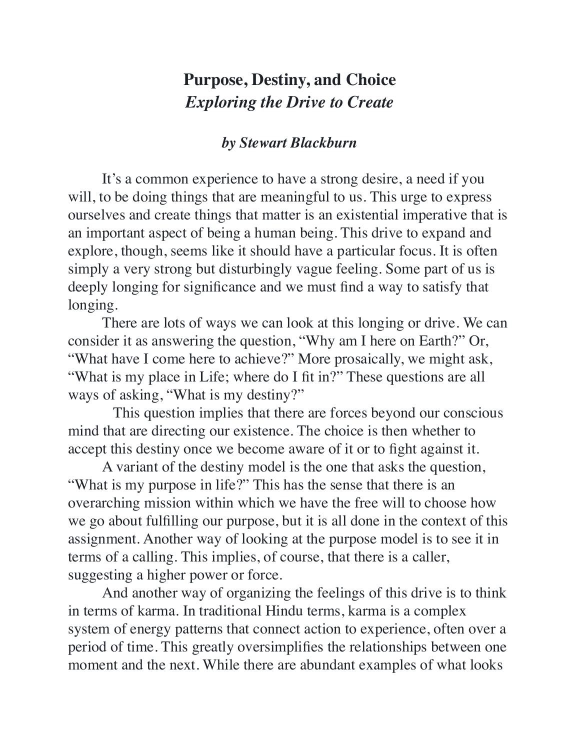# Purpose, Destiny, and Choice

## *Exploring the Drive to Create*

### *by Stewart Blackburn*

It's a common experience to have a strong desire, a need if you will, to be doing things that are meaningful to us. This urge to express ourselves and create things that matter is an existential imperative that is an important aspect of being a human being. This drive to expand and explore, though, seems like it should have a particular focus. It is often simply a very strong but disturbingly vague feeling. Some part of us is deeply longing for significance and we must find a way to satisfy that longing.

There are lots of ways we can look at this longing or drive. We can consider it as answering the question, "Why am I here on Earth?" Or, "What have I come here to achieve?" More prosaically, we might ask, "What is my place in Life; where do I fit in?" These questions are all ways of asking, "What is my destiny?"

This question implies that there are forces beyond our conscious mind that are directing our existence. The choice is then whether to accept this destiny once we become aware of it or to fight against it.

A variant of the destiny model is the one that asks the question, "What is my purpose in life?" This has the sense that there is an overarching mission within which we have the free will to choose how we go about fulfilling our purpose, but it is all done in the context of this assignment. Another way of looking at the purpose model is to see it in terms of a calling. This implies, of course, that there is a caller, suggesting a higher power or force.

And another way of organizing the feelings of this drive is to think in terms of karma. In traditional Hindu terms, karma is a complex system of energy patterns that connect action to experience, often over a period of time. This greatly oversimplifies the relationships between one moment and the next. While there are abundant examples of what looks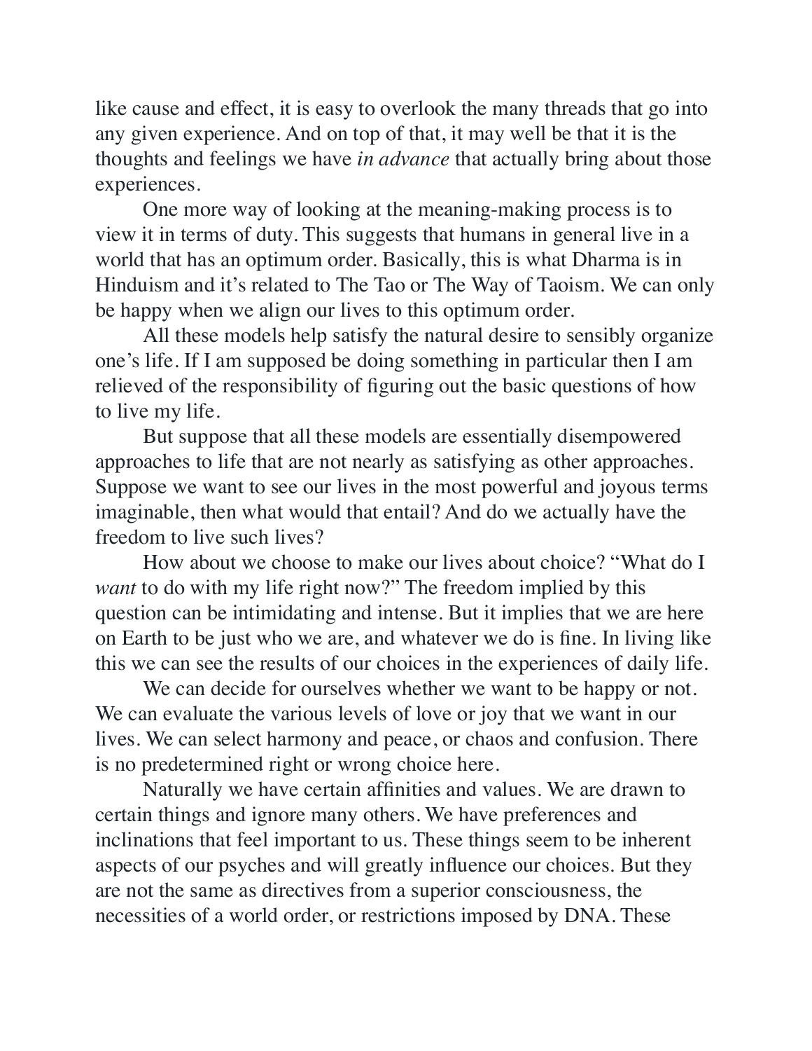like cause and effect, it is easy to overlook the many threads that go into any given experience. And on top of that, it may well be that it is the thoughts and feelings we have *in advance* that actually bring about those experiences.

One more way of looking at the meaning-making process is to view it in terms of duty. This suggests that humans in general live in a world that has an optimum order. Basically, this is what Dharma is in Hinduism and it's related to The Tao or The Way of Taoism. We can only be happy when we align our lives to this optimum order.

All these models help satisfy the natural desire to sensibly organize one's life. If I am supposed be doing something in particular then I am relieved of the responsibility of figuring out the basic questions of how to live my life.

But suppose that all these models are essentially disempowered approaches to life that are not nearly as satisfying as other approaches. Suppose we want to see our lives in the most powerful and joyous terms imaginable, then what would that entail? And do we actually have the freedom to live such lives?

How about we choose to make our lives about choice? "What do I *want* to do with my life right now?" The freedom implied by this question can be intimidating and intense. But it implies that we are here on Earth to be just who we are, and whatever we do is fine. In living like this we can see the results of our choices in the experiences of daily life.

We can decide for ourselves whether we want to be happy or not. We can evaluate the various levels of love or joy that we want in our lives. We can select harmony and peace, or chaos and confusion. There is no predetermined right or wrong choice here.

Naturally we have certain affinities and values. We are drawn to certain things and ignore many others. We have preferences and inclinations that feel important to us. These things seem to be inherent aspects of our psyches and will greatly influence our choices. But they are not the same as directives from a superior consciousness, the necessities of a world order, or restrictions imposed by DNA. These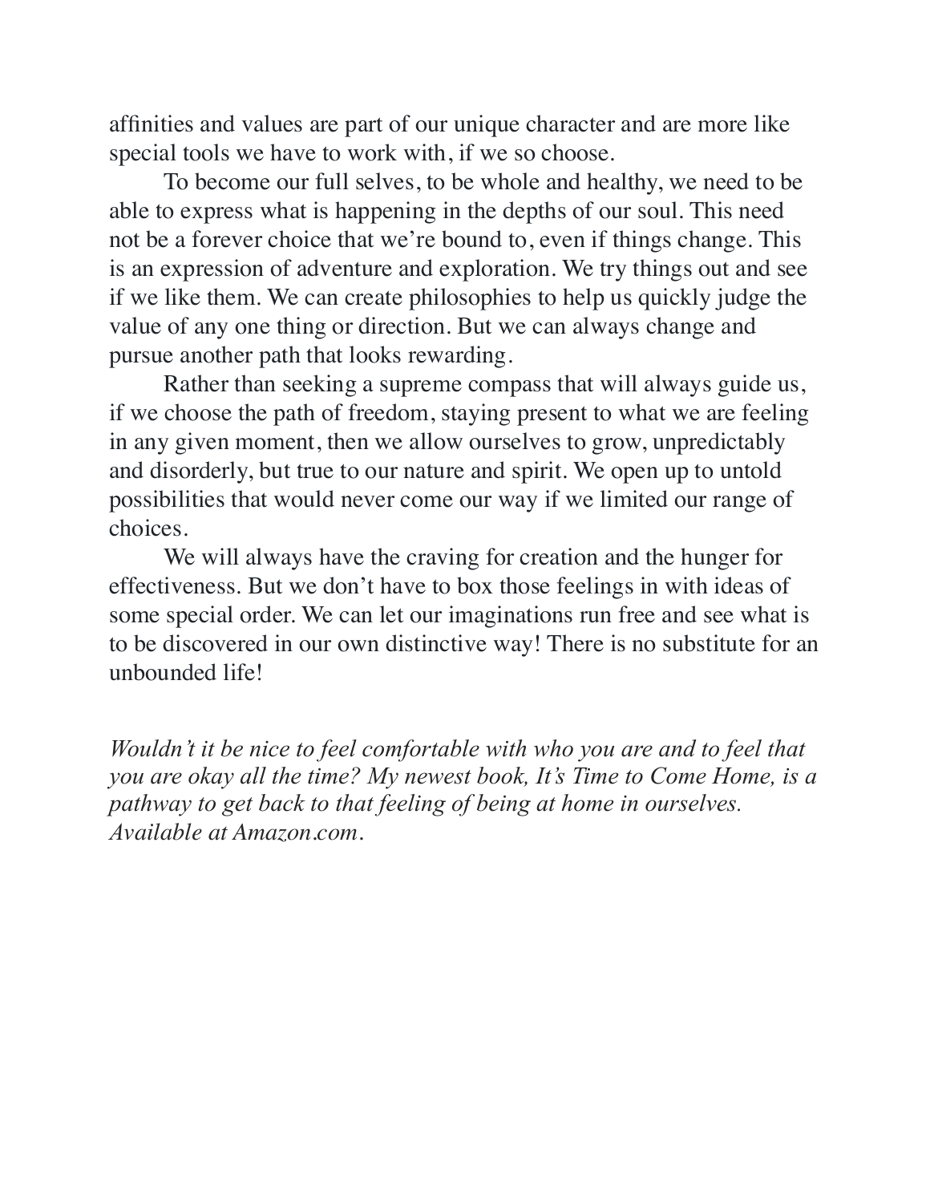affinities and values are part of our unique character and are more like special tools we have to work with, if we so choose.

To become our full selves, to be whole and healthy, we need to be able to express what is happening in the depths of our soul. This need not be a forever choice that we're bound to, even if things change. This is an expression of adventure and exploration. We try things out and see if we like them. We can create philosophies to help us quickly judge the value of any one thing or direction. But we can always change and pursue another path that looks rewarding.

Rather than seeking a supreme compass that will always guide us, if we choose the path of freedom, staying present to what we are feeling in any given moment, then we allow ourselves to grow, unpredictably and disorderly, but true to our nature and spirit. We open up to untold possibilities that would never come our way if we limited our range of choices.

We will always have the craving for creation and the hunger for effectiveness. But we don't have to box those feelings in with ideas of some special order. We can let our imaginations run free and see what is to be discovered in our own distinctive way! There is no substitute for an unbounded life!

*Wouldn't it be nice to feel comfortable with who you are and to feel that you are okay all the time? My newest book, It's Time to Come Home, is a pathway to get back to that feeling of being at home in ourselves. Available at Amazon.com.*